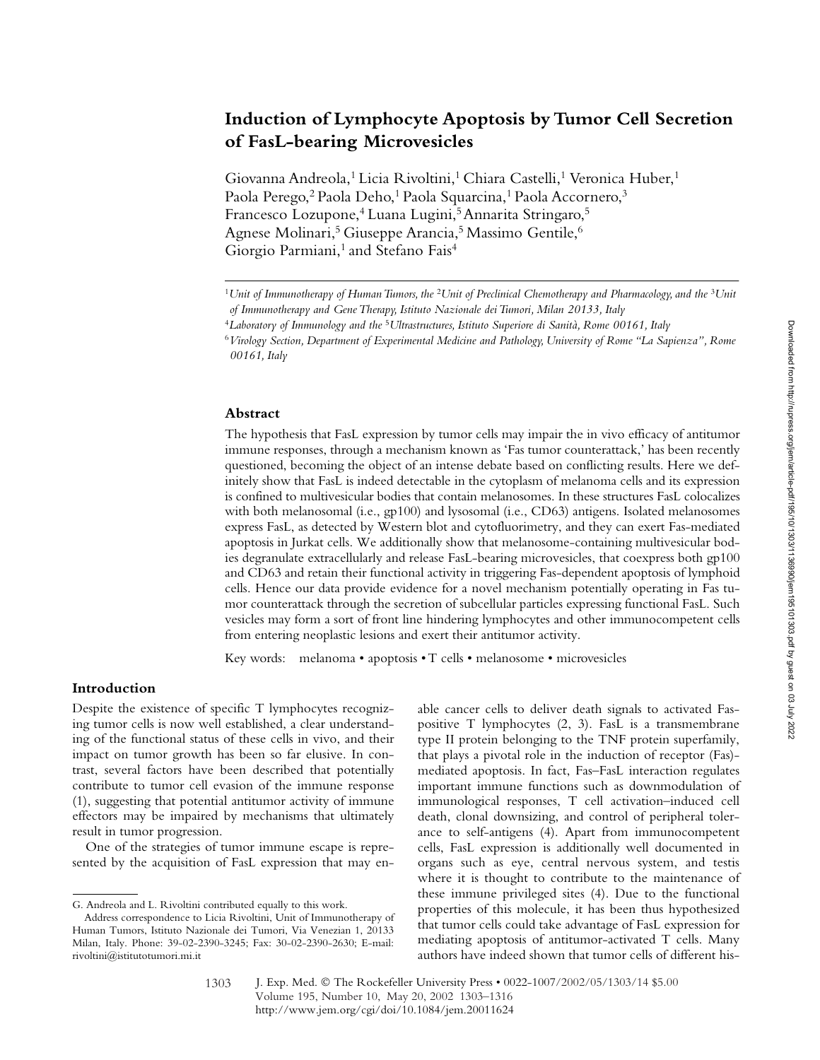# Induction of Lymphocyte Apoptosis by Tumor Cell Secretion of FasL-bearing Microvesicles

Giovanna Andreola,[1] Licia Rivoltini,[1] Chiara Castelli,[1] Veronica Huber,[1] Paola Perego,[2] Paola Deho,[1] Paola Squarcina,[1] Paola Accornero,[3] Francesco Lozupone,[4] Luana Lugini,[5] Annarita Stringaro,[5] Agnese Molinari,[5] Giuseppe Arancia,[5] Massimo Gentile,[6] Giorgio Parmiani,[1] and Stefano Fais[4]

[1]*Unit of Immunotherapy of Human Tumors, the* [2]*Unit of Preclinical Chemotherapy and Pharmacology, and the* [3]*Unit of Immunotherapy and Gene Therapy, Istituto Nazionale dei Tumori, Milan 20133, Italy*

[4]*Laboratory of Immunology and the* [5]*Ultrastructures, Istituto Superiore di Sanità, Rome 00161, Italy*

[6]*Virology Section, Department of Experimental Medicine and Pathology, University of Rome "La Sapienza", Rome 00161, Italy*

## Abstract

The hypothesis that FasL expression by tumor cells may impair the in vivo efficacy of antitumor immune responses, through a mechanism known as 'Fas tumor counterattack,' has been recently questioned, becoming the object of an intense debate based on conflicting results. Here we definitely show that FasL is indeed detectable in the cytoplasm of melanoma cells and its expression is confined to multivesicular bodies that contain melanosomes. In these structures FasL colocalizes with both melanosomal (i.e., gp100) and lysosomal (i.e., CD63) antigens. Isolated melanosomes express FasL, as detected by Western blot and cytofluorimetry, and they can exert Fas-mediated apoptosis in Jurkat cells. We additionally show that melanosome-containing multivesicular bodies degranulate extracellularly and release FasL-bearing microvesicles, that coexpress both gp100 and CD63 and retain their functional activity in triggering Fas-dependent apoptosis of lymphoid cells. Hence our data provide evidence for a novel mechanism potentially operating in Fas tumor counterattack through the secretion of subcellular particles expressing functional FasL. Such vesicles may form a sort of front line hindering lymphocytes and other immunocompetent cells from entering neoplastic lesions and exert their antitumor activity.

Key words: melanoma • apoptosis • T cells • melanosome • microvesicles

## Introduction

Despite the existence of specific T lymphocytes recognizing tumor cells is now well established, a clear understanding of the functional status of these cells in vivo, and their impact on tumor growth has been so far elusive. In contrast, several factors have been described that potentially contribute to tumor cell evasion of the immune response (1), suggesting that potential antitumor activity of immune effectors may be impaired by mechanisms that ultimately result in tumor progression.

One of the strategies of tumor immune escape is represented by the acquisition of FasL expression that may enable cancer cells to deliver death signals to activated Fas-positive T lymphocytes (2, 3). FasL is a transmembrane type II protein belonging to the TNF protein superfamily, that plays a pivotal role in the induction of receptor (Fas)-mediated apoptosis. In fact, Fas–FasL interaction regulates important immune functions such as downmodulation of immunological responses, T cell activation–induced cell death, clonal downsizing, and control of peripheral tolerance to self-antigens (4). Apart from immunocompetent cells, FasL expression is additionally well documented in organs such as eye, central nervous system, and testis where it is thought to contribute to the maintenance of these immune privileged sites (4). Due to the functional properties of this molecule, it has been thus hypothesized that tumor cells could take advantage of FasL expression for mediating apoptosis of antitumor-activated T cells. Many authors have indeed shown that tumor cells of different his-

G. Andreola and L. Rivoltini contributed equally to this work.

Address correspondence to Licia Rivoltini, Unit of Immunotherapy of Human Tumors, Istituto Nazionale dei Tumori, Via Venezian 1, 20133 Milan, Italy. Phone: 39-02-2390-3245; Fax: 30-02-2390-2630; E-mail: rivoltini@istitutotumori.mi.it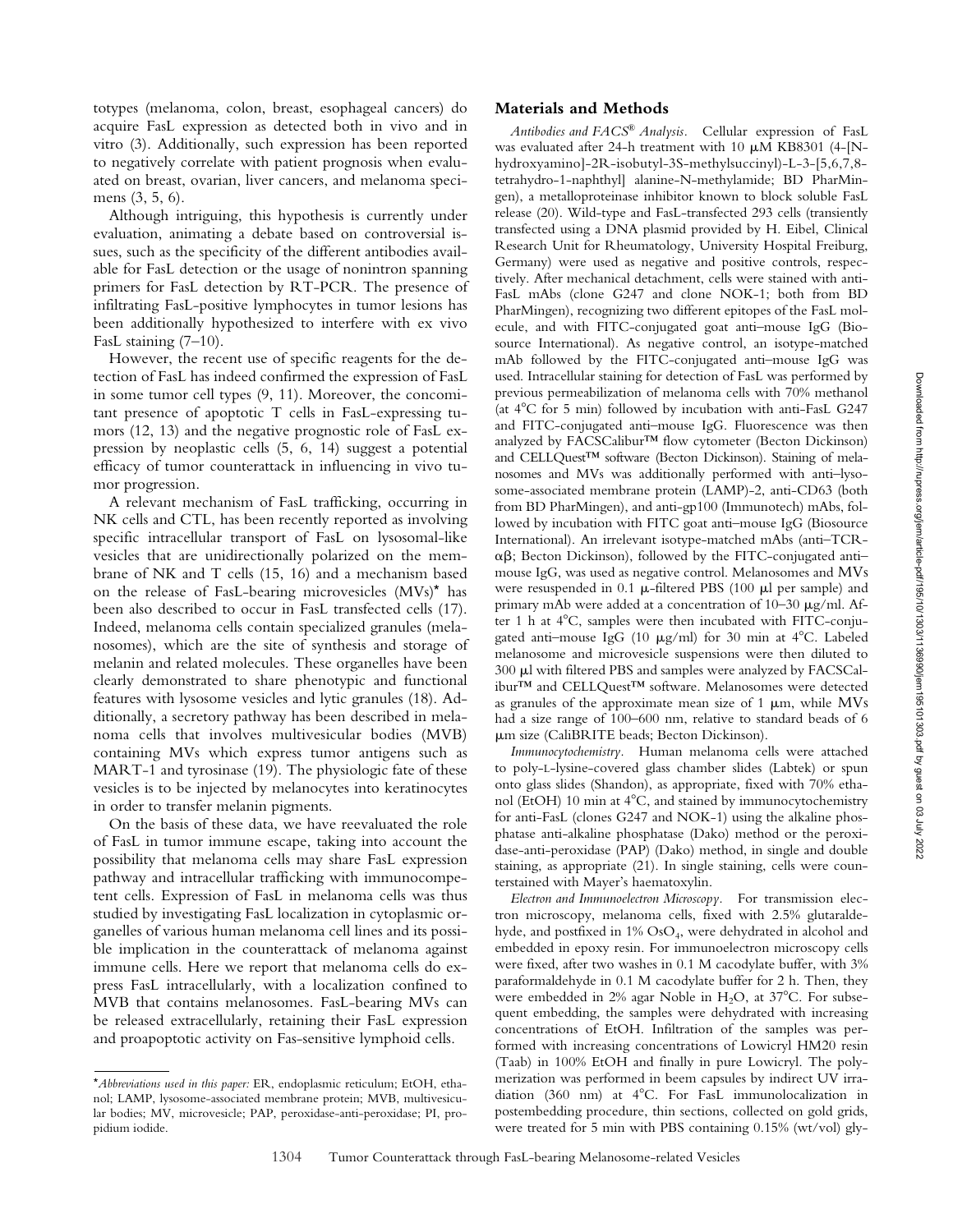totypes (melanoma, colon, breast, esophageal cancers) do acquire FasL expression as detected both in vivo and in vitro (3). Additionally, such expression has been reported to negatively correlate with patient prognosis when evaluated on breast, ovarian, liver cancers, and melanoma specimens (3, 5, 6).

Although intriguing, this hypothesis is currently under evaluation, animating a debate based on controversial issues, such as the specificity of the different antibodies available for FasL detection or the usage of nonintron spanning primers for FasL detection by RT-PCR. The presence of infiltrating FasL-positive lymphocytes in tumor lesions has been additionally hypothesized to interfere with ex vivo FasL staining (7–10).

However, the recent use of specific reagents for the detection of FasL has indeed confirmed the expression of FasL in some tumor cell types (9, 11). Moreover, the concomitant presence of apoptotic T cells in FasL-expressing tumors (12, 13) and the negative prognostic role of FasL expression by neoplastic cells (5, 6, 14) suggest a potential efficacy of tumor counterattack in influencing in vivo tumor progression.

A relevant mechanism of FasL trafficking, occurring in NK cells and CTL, has been recently reported as involving specific intracellular transport of FasL on lysosomal-like vesicles that are unidirectionally polarized on the membrane of NK and T cells (15, 16) and a mechanism based on the release of FasL-bearing microvesicles (MVs)* has been also described to occur in FasL transfected cells (17). Indeed, melanoma cells contain specialized granules (melanosomes), which are the site of synthesis and storage of melanin and related molecules. These organelles have been clearly demonstrated to share phenotypic and functional features with lysosome vesicles and lytic granules (18). Additionally, a secretory pathway has been described in melanoma cells that involves multivesicular bodies (MVB) containing MVs which express tumor antigens such as MART-1 and tyrosinase (19). The physiologic fate of these vesicles is to be injected by melanocytes into keratinocytes in order to transfer melanin pigments.

On the basis of these data, we have reevaluated the role of FasL in tumor immune escape, taking into account the possibility that melanoma cells may share FasL expression pathway and intracellular trafficking with immunocompetent cells. Expression of FasL in melanoma cells was thus studied by investigating FasL localization in cytoplasmic organelles of various human melanoma cell lines and its possible implication in the counterattack of melanoma against immune cells. Here we report that melanoma cells do express FasL intracellularly, with a localization confined to MVB that contains melanosomes. FasL-bearing MVs can be released extracellularly, retaining their FasL expression and proapoptotic activity on Fas-sensitive lymphoid cells.

*Abbreviations used in this paper:* ER, endoplasmic reticulum; EtOH, ethanol; LAMP, lysosome-associated membrane protein; MVB, multivesicular bodies; MV, microvesicle; PAP, peroxidase-anti-peroxidase; PI, propidium iodide.

## Materials and Methods

*Antibodies and FACS® Analysis.* Cellular expression of FasL was evaluated after 24-h treatment with 10 μM KB8301 (4-[N-hydroxyamino]-2R-isobutyl-3S-methylsuccinyl)-L-3-[5,6,7,8-tetrahydro-1-naphthyl] alanine-N-methylamide; BD PharMingen), a metalloproteinase inhibitor known to block soluble FasL release (20). Wild-type and FasL-transfected 293 cells (transiently transfected using a DNA plasmid provided by H. Eibel, Clinical Research Unit for Rheumatology, University Hospital Freiburg, Germany) were used as negative and positive controls, respectively. After mechanical detachment, cells were stained with anti-FasL mAbs (clone G247 and clone NOK-1; both from BD PharMingen), recognizing two different epitopes of the FasL molecule, and with FITC-conjugated goat anti–mouse IgG (Biosource International). As negative control, an isotype-matched mAb followed by the FITC-conjugated anti–mouse IgG was used. Intracellular staining for detection of FasL was performed by previous permeabilization of melanoma cells with 70% methanol (at 4°C for 5 min) followed by incubation with anti-FasL G247 and FITC-conjugated anti–mouse IgG. Fluorescence was then analyzed by FACSCalibur™ flow cytometer (Becton Dickinson) and CELLQuest™ software (Becton Dickinson). Staining of melanosomes and MVs was additionally performed with anti–lysosome-associated membrane protein (LAMP)-2, anti-CD63 (both from BD PharMingen), and anti-gp100 (Immunotech) mAbs, followed by incubation with FITC goat anti–mouse IgG (Biosource International). An irrelevant isotype-matched mAbs (anti–TCR-αβ; Becton Dickinson), followed by the FITC-conjugated anti–mouse IgG, was used as negative control. Melanosomes and MVs were resuspended in 0.1 μ-filtered PBS (100 μl per sample) and primary mAb were added at a concentration of 10–30 μg/ml. After 1 h at 4°C, samples were then incubated with FITC-conjugated anti–mouse IgG (10 μg/ml) for 30 min at 4°C. Labeled melanosome and microvesicle suspensions were then diluted to 300 μl with filtered PBS and samples were analyzed by FACSCalibur™ and CELLQuest™ software. Melanosomes were detected as granules of the approximate mean size of 1 μm, while MVs had a size range of 100–600 nm, relative to standard beads of 6 μm size (CaliBRITE beads; Becton Dickinson).

*Immunocytochemistry.* Human melanoma cells were attached to poly-L-lysine-covered glass chamber slides (Labtek) or spun onto glass slides (Shandon), as appropriate, fixed with 70% ethanol (EtOH) 10 min at 4°C, and stained by immunocytochemistry for anti-FasL (clones G247 and NOK-1) using the alkaline phosphatase anti-alkaline phosphatase (Dako) method or the peroxidase-anti-peroxidase (PAP) (Dako) method, in single and double staining, as appropriate (21). In single staining, cells were counterstained with Mayer's haematoxylin.

*Electron and Immunoelectron Microscopy.* For transmission electron microscopy, melanoma cells, fixed with 2.5% glutaraldehyde, and postfixed in 1% $OsO_4$, were dehydrated in alcohol and embedded in epoxy resin. For immunoelectron microscopy cells were fixed, after two washes in 0.1 M cacodylate buffer, with 3% paraformaldehyde in 0.1 M cacodylate buffer for 2 h. Then, they were embedded in 2% agar Noble in $H_2O$, at 37°C. For subsequent embedding, the samples were dehydrated with increasing concentrations of EtOH. Infiltration of the samples was performed with increasing concentrations of Lowicryl HM20 resin (Taab) in 100% EtOH and finally in pure Lowicryl. The polymerization was performed in beem capsules by indirect UV irradiation (360 nm) at 4°C. For FasL immunolocalization in postembedding procedure, thin sections, collected on gold grids, were treated for 5 min with PBS containing 0.15% (wt/vol) gly-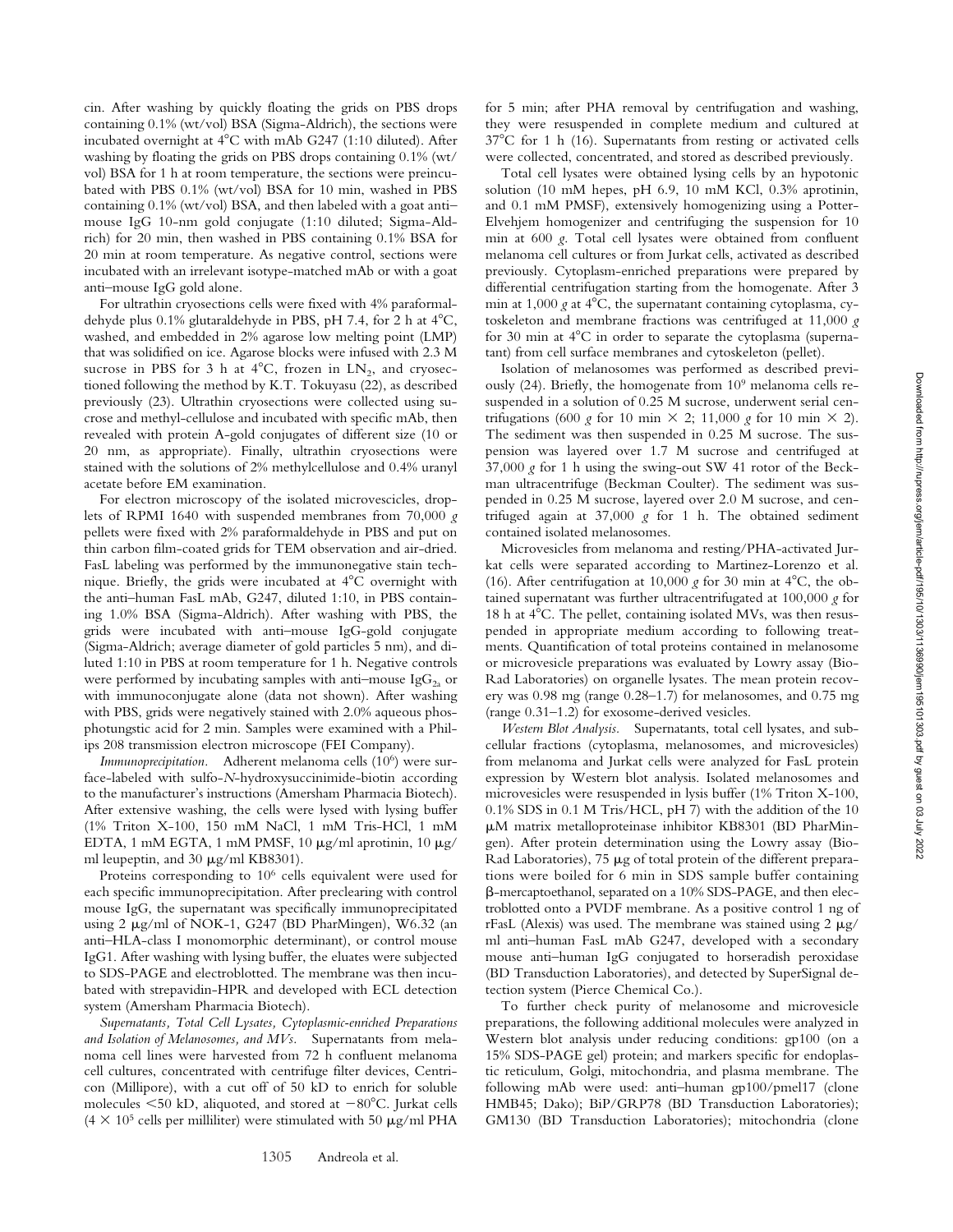cin. After washing by quickly floating the grids on PBS drops containing 0.1% (wt/vol) BSA (Sigma-Aldrich), the sections were incubated overnight at 4°C with mAb G247 (1:10 diluted). After washing by floating the grids on PBS drops containing 0.1% (wt/vol) BSA for 1 h at room temperature, the sections were preincubated with PBS 0.1% (wt/vol) BSA for 10 min, washed in PBS containing 0.1% (wt/vol) BSA, and then labeled with a goat anti–mouse IgG 10-nm gold conjugate (1:10 diluted; Sigma-Aldrich) for 20 min, then washed in PBS containing 0.1% BSA for 20 min at room temperature. As negative control, sections were incubated with an irrelevant isotype-matched mAb or with a goat anti–mouse IgG gold alone.

For ultrathin cryosections cells were fixed with 4% paraformaldehyde plus 0.1% glutaraldehyde in PBS, pH 7.4, for 2 h at 4°C, washed, and embedded in 2% agarose low melting point (LMP) that was solidified on ice. Agarose blocks were infused with 2.3 M sucrose in PBS for 3 h at 4°C, frozen in $LN_2$, and cryosectioned following the method by K.T. Tokuyasu (22), as described previously (23). Ultrathin cryosections were collected using sucrose and methyl-cellulose and incubated with specific mAb, then revealed with protein A-gold conjugates of different size (10 or 20 nm, as appropriate). Finally, ultrathin cryosections were stained with the solutions of 2% methylcellulose and 0.4% uranyl acetate before EM examination.

For electron microscopy of the isolated microvescicles, droplets of RPMI 1640 with suspended membranes from 70,000 *g* pellets were fixed with 2% paraformaldehyde in PBS and put on thin carbon film-coated grids for TEM observation and air-dried. FasL labeling was performed by the immunonegative stain technique. Briefly, the grids were incubated at 4°C overnight with the anti–human FasL mAb, G247, diluted 1:10, in PBS containing 1.0% BSA (Sigma-Aldrich). After washing with PBS, the grids were incubated with anti–mouse IgG-gold conjugate (Sigma-Aldrich; average diameter of gold particles 5 nm), and diluted 1:10 in PBS at room temperature for 1 h. Negative controls were performed by incubating samples with anti–mouse $IgG_{2a}$ or with immunoconjugate alone (data not shown). After washing with PBS, grids were negatively stained with 2.0% aqueous phosphotungstic acid for 2 min. Samples were examined with a Philips 208 transmission electron microscope (FEI Company).

*Immunoprecipitation.* Adherent melanoma cells ($10^6$) were surface-labeled with sulfo-*N*-hydroxysuccinimide-biotin according to the manufacturer's instructions (Amersham Pharmacia Biotech). After extensive washing, the cells were lysed with lysing buffer (1% Triton X-100, 150 mM NaCl, 1 mM Tris-HCl, 1 mM EDTA, 1 mM EGTA, 1 mM PMSF, 10 μg/ml aprotinin, 10 μg/ml leupeptin, and 30 μg/ml KB8301).

Proteins corresponding to $10^6$ cells equivalent were used for each specific immunoprecipitation. After preclearing with control mouse IgG, the supernatant was specifically immunoprecipitated using 2 μg/ml of NOK-1, G247 (BD PharMingen), W6.32 (an anti–HLA-class I monomorphic determinant), or control mouse IgG1. After washing with lysing buffer, the eluates were subjected to SDS-PAGE and electroblotted. The membrane was then incubated with strepavidin-HPR and developed with ECL detection system (Amersham Pharmacia Biotech).

*Supernatants, Total Cell Lysates, Cytoplasmic-enriched Preparations and Isolation of Melanosomes, and MVs.* Supernatants from melanoma cell lines were harvested from 72 h confluent melanoma cell cultures, concentrated with centrifuge filter devices, Centricon (Millipore), with a cut off of 50 kD to enrich for soluble molecules <50 kD, aliquoted, and stored at −80°C. Jurkat cells ($4 \times 10^5$ cells per milliliter) were stimulated with 50 μg/ml PHA for 5 min; after PHA removal by centrifugation and washing, they were resuspended in complete medium and cultured at 37°C for 1 h (16). Supernatants from resting or activated cells were collected, concentrated, and stored as described previously.

Total cell lysates were obtained lysing cells by an hypotonic solution (10 mM hepes, pH 6.9, 10 mM KCl, 0.3% aprotinin, and 0.1 mM PMSF), extensively homogenizing using a Potter-Elvehjem homogenizer and centrifuging the suspension for 10 min at 600 *g*. Total cell lysates were obtained from confluent melanoma cell cultures or from Jurkat cells, activated as described previously. Cytoplasm-enriched preparations were prepared by differential centrifugation starting from the homogenate. After 3 min at 1,000 *g* at 4°C, the supernatant containing cytoplasma, cytoskeleton and membrane fractions was centrifuged at 11,000 *g* for 30 min at 4°C in order to separate the cytoplasma (supernatant) from cell surface membranes and cytoskeleton (pellet).

Isolation of melanosomes was performed as described previously (24). Briefly, the homogenate from $10^9$ melanoma cells resuspended in a solution of 0.25 M sucrose, underwent serial centrifugations (600 *g* for 10 min × 2; 11,000 *g* for 10 min × 2). The sediment was then suspended in 0.25 M sucrose. The suspension was layered over 1.7 M sucrose and centrifuged at 37,000 *g* for 1 h using the swing-out SW 41 rotor of the Beckman ultracentrifuge (Beckman Coulter). The sediment was suspended in 0.25 M sucrose, layered over 2.0 M sucrose, and centrifuged again at 37,000 *g* for 1 h. The obtained sediment contained isolated melanosomes.

Microvesicles from melanoma and resting/PHA-activated Jurkat cells were separated according to Martinez-Lorenzo et al. (16). After centrifugation at 10,000 *g* for 30 min at 4°C, the obtained supernatant was further ultracentrifugated at 100,000 *g* for 18 h at 4°C. The pellet, containing isolated MVs, was then resuspended in appropriate medium according to following treatments. Quantification of total proteins contained in melanosome or microvesicle preparations was evaluated by Lowry assay (Bio-Rad Laboratories) on organelle lysates. The mean protein recovery was 0.98 mg (range 0.28–1.7) for melanosomes, and 0.75 mg (range 0.31–1.2) for exosome-derived vesicles.

*Western Blot Analysis.* Supernatants, total cell lysates, and subcellular fractions (cytoplasma, melanosomes, and microvesicles) from melanoma and Jurkat cells were analyzed for FasL protein expression by Western blot analysis. Isolated melanosomes and microvesicles were resuspended in lysis buffer (1% Triton X-100, 0.1% SDS in 0.1 M Tris/HCL, pH 7) with the addition of the 10 μM matrix metalloproteinase inhibitor KB8301 (BD PharMingen). After protein determination using the Lowry assay (Bio-Rad Laboratories), 75 μg of total protein of the different preparations were boiled for 6 min in SDS sample buffer containing β-mercaptoethanol, separated on a 10% SDS-PAGE, and then electroblotted onto a PVDF membrane. As a positive control 1 ng of rFasL (Alexis) was used. The membrane was stained using 2 μg/ml anti–human FasL mAb G247, developed with a secondary mouse anti–human IgG conjugated to horseradish peroxidase (BD Transduction Laboratories), and detected by SuperSignal detection system (Pierce Chemical Co.).

To further check purity of melanosome and microvesicle preparations, the following additional molecules were analyzed in Western blot analysis under reducing conditions: gp100 (on a 15% SDS-PAGE gel) protein; and markers specific for endoplastic reticulum, Golgi, mitochondria, and plasma membrane. The following mAb were used: anti–human gp100/pmel17 (clone HMB45; Dako); BiP/GRP78 (BD Transduction Laboratories); GM130 (BD Transduction Laboratories); mitochondria (clone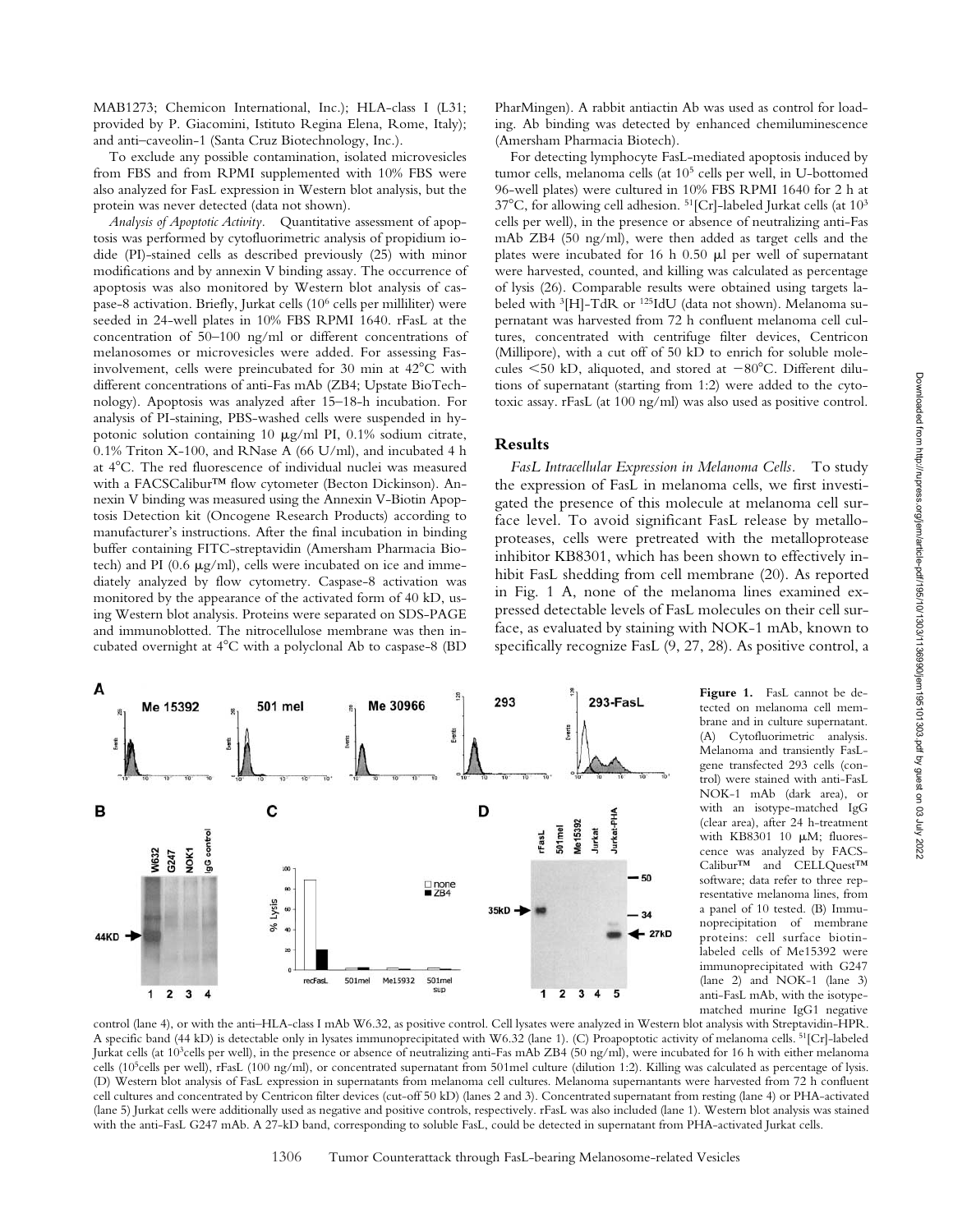MAB1273; Chemicon International, Inc.); HLA-class I (L31; provided by P. Giacomini, Istituto Regina Elena, Rome, Italy); and anti–caveolin-1 (Santa Cruz Biotechnology, Inc.).

To exclude any possible contamination, isolated microvesicles from FBS and from RPMI supplemented with 10% FBS were also analyzed for FasL expression in Western blot analysis, but the protein was never detected (data not shown).

*Analysis of Apoptotic Activity.* Quantitative assessment of apoptosis was performed by cytofluorimetric analysis of propidium iodide (PI)-stained cells as described previously (25) with minor modifications and by annexin V binding assay. The occurrence of apoptosis was also monitored by Western blot analysis of caspase-8 activation. Briefly, Jurkat cells ($10^6$ cells per milliliter) were seeded in 24-well plates in 10% FBS RPMI 1640. rFasL at the concentration of 50–100 ng/ml or different concentrations of melanosomes or microvesicles were added. For assessing Fas-involvement, cells were preincubated for 30 min at 42°C with different concentrations of anti-Fas mAb (ZB4; Upstate BioTechnology). Apoptosis was analyzed after 15–18-h incubation. For analysis of PI-staining, PBS-washed cells were suspended in hypotonic solution containing 10 μg/ml PI, 0.1% sodium citrate, 0.1% Triton X-100, and RNase A (66 U/ml), and incubated 4 h at 4°C. The red fluorescence of individual nuclei was measured with a FACSCalibur™ flow cytometer (Becton Dickinson). Annexin V binding was measured using the Annexin V-Biotin Apoptosis Detection kit (Oncogene Research Products) according to manufacturer's instructions. After the final incubation in binding buffer containing FITC-streptavidin (Amersham Pharmacia Biotech) and PI (0.6 μg/ml), cells were incubated on ice and immediately analyzed by flow cytometry. Caspase-8 activation was monitored by the appearance of the activated form of 40 kD, using Western blot analysis. Proteins were separated on SDS-PAGE and immunoblotted. The nitrocellulose membrane was then incubated overnight at 4°C with a polyclonal Ab to caspase-8 (BD PharMingen). A rabbit antiactin Ab was used as control for loading. Ab binding was detected by enhanced chemiluminescence (Amersham Pharmacia Biotech).

For detecting lymphocyte FasL-mediated apoptosis induced by tumor cells, melanoma cells (at $10^5$ cells per well, in U-bottomed 96-well plates) were cultured in 10% FBS RPMI 1640 for 2 h at 37°C, for allowing cell adhesion. $^{51}$[Cr]-labeled Jurkat cells (at $10^3$ cells per well), in the presence or absence of neutralizing anti-Fas mAb ZB4 (50 ng/ml), were then added as target cells and the plates were incubated for 16 h 0.50 μl per well of supernatant were harvested, counted, and killing was calculated as percentage of lysis (26). Comparable results were obtained using targets labeled with $^3$[H]-TdR or $^{125}$IdU (data not shown). Melanoma supernatant was harvested from 72 h confluent melanoma cell cultures, concentrated with centrifuge filter devices, Centricon (Millipore), with a cut off of 50 kD to enrich for soluble molecules <50 kD, aliquoted, and stored at −80°C. Different dilutions of supernatant (starting from 1:2) were added to the cytotoxic assay. rFasL (at 100 ng/ml) was also used as positive control.

## Results

*FasL Intracellular Expression in Melanoma Cells.* To study the expression of FasL in melanoma cells, we first investigated the presence of this molecule at melanoma cell surface level. To avoid significant FasL release by metalloproteases, cells were pretreated with the metalloprotease inhibitor KB8301, which has been shown to effectively inhibit FasL shedding from cell membrane (20). As reported in Fig. 1 A, none of the melanoma lines examined expressed detectable levels of FasL molecules on their cell surface, as evaluated by staining with NOK-1 mAb, known to specifically recognize FasL (9, 27, 28). As positive control, a

**Figure 1.** FasL cannot be detected on melanoma cell membrane and in culture supernatant. (A) Cytofluorimetric analysis. Melanoma and transiently FasL-gene transfected 293 cells (control) were stained with anti-FasL NOK-1 mAb (dark area), or with an isotype-matched IgG (clear area), after 24 h-treatment with KB8301 10 μM; fluorescence was analyzed by FACSCalibur™ and CELLQuest™ software; data refer to three representative melanoma lines, from a panel of 10 tested. (B) Immunoprecipitation of membrane proteins: cell surface biotin-labeled cells of Me15392 were immunoprecipitated with G247 (lane 2) and NOK-1 (lane 3) anti-FasL mAb, with the isotype-matched murine IgG1 negative control (lane 4), or with the anti–HLA-class I mAb W6.32, as positive control. Cell lysates were analyzed in Western blot analysis with Streptavidin-HPR. A specific band (44 kD) is detectable only in lysates immunoprecipitated with W6.32 (lane 1). (C) Proapoptotic activity of melanoma cells. $^{51}$[Cr]-labeled Jurkat cells (at $10^3$cells per well), in the presence or absence of neutralizing anti-Fas mAb ZB4 (50 ng/ml), were incubated for 16 h with either melanoma cells ($10^5$cells per well), rFasL (100 ng/ml), or concentrated supernatant from 501mel culture (dilution 1:2). Killing was calculated as percentage of lysis. (D) Western blot analysis of FasL expression in supernatants from melanoma cell cultures. Melanoma supernatants were harvested from 72 h confluent cell cultures and concentrated by Centricon filter devices (cut-off 50 kD) (lanes 2 and 3). Concentrated supernatant from resting (lane 4) or PHA-activated (lane 5) Jurkat cells were additionally used as negative and positive controls, respectively. rFasL was also included (lane 1). Western blot analysis was stained with the anti-FasL G247 mAb. A 27-kD band, corresponding to soluble FasL, could be detected in supernatant from PHA-activated Jurkat cells.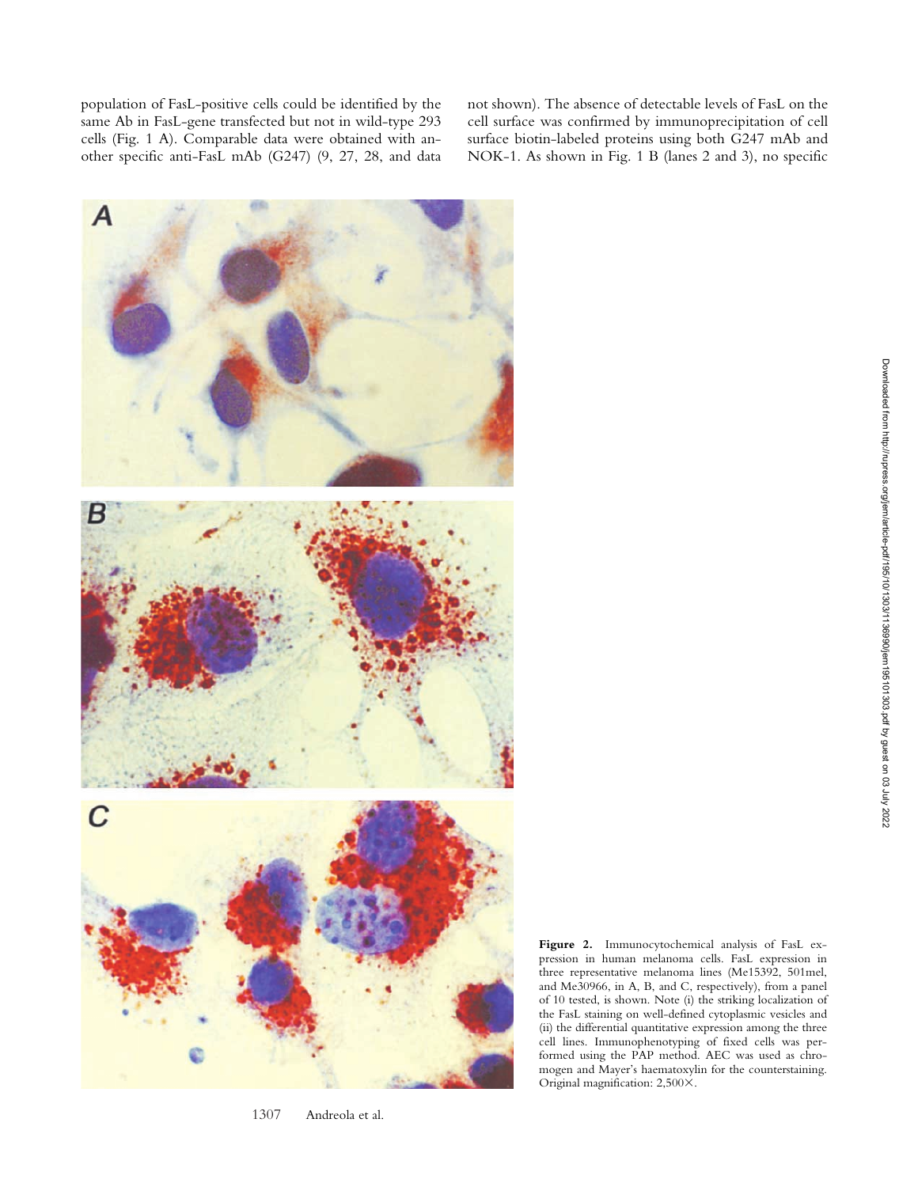population of FasL-positive cells could be identified by the same Ab in FasL-gene transfected but not in wild-type 293 cells (Fig. 1 A). Comparable data were obtained with another specific anti-FasL mAb (G247) (9, 27, 28, and data not shown). The absence of detectable levels of FasL on the cell surface was confirmed by immunoprecipitation of cell surface biotin-labeled proteins using both G247 mAb and NOK-1. As shown in Fig. 1 B (lanes 2 and 3), no specific

**Figure 2.** Immunocytochemical analysis of FasL expression in human melanoma cells. FasL expression in three representative melanoma lines (Me15392, 501mel, and Me30966, in A, B, and C, respectively), from a panel of 10 tested, is shown. Note (i) the striking localization of the FasL staining on well-defined cytoplasmic vesicles and (ii) the differential quantitative expression among the three cell lines. Immunophenotyping of fixed cells was performed using the PAP method. AEC was used as chromogen and Mayer's haematoxylin for the counterstaining. Original magnification: 2,500×.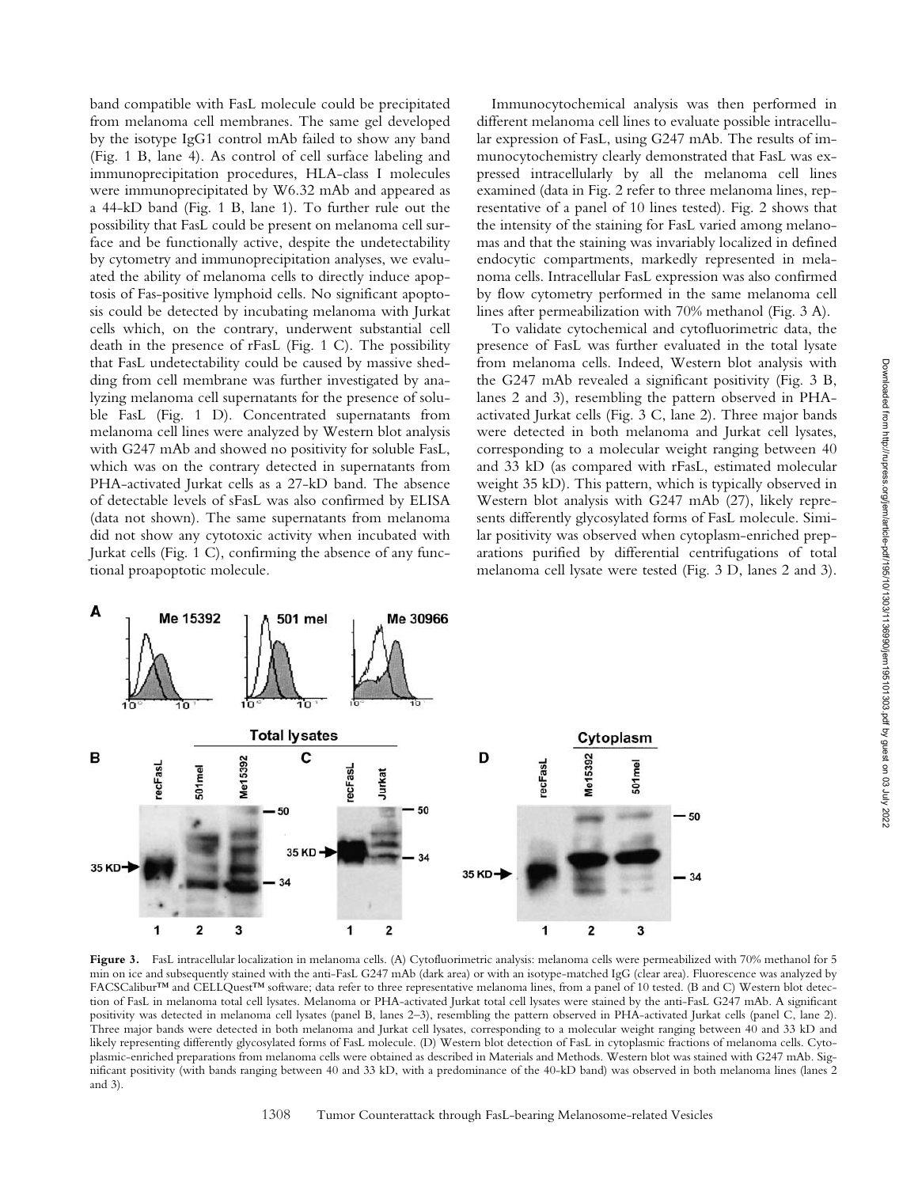band compatible with FasL molecule could be precipitated from melanoma cell membranes. The same gel developed by the isotype IgG1 control mAb failed to show any band (Fig. 1 B, lane 4). As control of cell surface labeling and immunoprecipitation procedures, HLA-class I molecules were immunoprecipitated by W6.32 mAb and appeared as a 44-kD band (Fig. 1 B, lane 1). To further rule out the possibility that FasL could be present on melanoma cell surface and be functionally active, despite the undetectability by cytometry and immunoprecipitation analyses, we evaluated the ability of melanoma cells to directly induce apoptosis of Fas-positive lymphoid cells. No significant apoptosis could be detected by incubating melanoma with Jurkat cells which, on the contrary, underwent substantial cell death in the presence of rFasL (Fig. 1 C). The possibility that FasL undetectability could be caused by massive shedding from cell membrane was further investigated by analyzing melanoma cell supernatants for the presence of soluble FasL (Fig. 1 D). Concentrated supernatants from melanoma cell lines were analyzed by Western blot analysis with G247 mAb and showed no positivity for soluble FasL, which was on the contrary detected in supernatants from PHA-activated Jurkat cells as a 27-kD band. The absence of detectable levels of sFasL was also confirmed by ELISA (data not shown). The same supernatants from melanoma did not show any cytotoxic activity when incubated with Jurkat cells (Fig. 1 C), confirming the absence of any functional proapoptotic molecule.

Immunocytochemical analysis was then performed in different melanoma cell lines to evaluate possible intracellular expression of FasL, using G247 mAb. The results of immunocytochemistry clearly demonstrated that FasL was expressed intracellularly by all the melanoma cell lines examined (data in Fig. 2 refer to three melanoma lines, representative of a panel of 10 lines tested). Fig. 2 shows that the intensity of the staining for FasL varied among melanomas and that the staining was invariably localized in defined endocytic compartments, markedly represented in melanoma cells. Intracellular FasL expression was also confirmed by flow cytometry performed in the same melanoma cell lines after permeabilization with 70% methanol (Fig. 3 A).

To validate cytochemical and cytofluorimetric data, the presence of FasL was further evaluated in the total lysate from melanoma cells. Indeed, Western blot analysis with the G247 mAb revealed a significant positivity (Fig. 3 B, lanes 2 and 3), resembling the pattern observed in PHA-activated Jurkat cells (Fig. 3 C, lane 2). Three major bands were detected in both melanoma and Jurkat cell lysates, corresponding to a molecular weight ranging between 40 and 33 kD (as compared with rFasL, estimated molecular weight 35 kD). This pattern, which is typically observed in Western blot analysis with G247 mAb (27), likely represents differently glycosylated forms of FasL molecule. Similar positivity was observed when cytoplasm-enriched preparations purified by differential centrifugations of total melanoma cell lysate were tested (Fig. 3 D, lanes 2 and 3).

**Figure 3.** FasL intracellular localization in melanoma cells. (A) Cytofluorimetric analysis: melanoma cells were permeabilized with 70% methanol for 5 min on ice and subsequently stained with the anti-FasL G247 mAb (dark area) or with an isotype-matched IgG (clear area). Fluorescence was analyzed by FACSCalibur™ and CELLQuest™ software; data refer to three representative melanoma lines, from a panel of 10 tested. (B and C) Western blot detection of FasL in melanoma total cell lysates. Melanoma or PHA-activated Jurkat total cell lysates were stained by the anti-FasL G247 mAb. A significant positivity was detected in melanoma cell lysates (panel B, lanes 2–3), resembling the pattern observed in PHA-activated Jurkat cells (panel C, lane 2). Three major bands were detected in both melanoma and Jurkat cell lysates, corresponding to a molecular weight ranging between 40 and 33 kD and likely representing differently glycosylated forms of FasL molecule. (D) Western blot detection of FasL in cytoplasmic fractions of melanoma cells. Cytoplasmic-enriched preparations from melanoma cells were obtained as described in Materials and Methods. Western blot was stained with G247 mAb. Significant positivity (with bands ranging between 40 and 33 kD, with a predominance of the 40-kD band) was observed in both melanoma lines (lanes 2 and 3).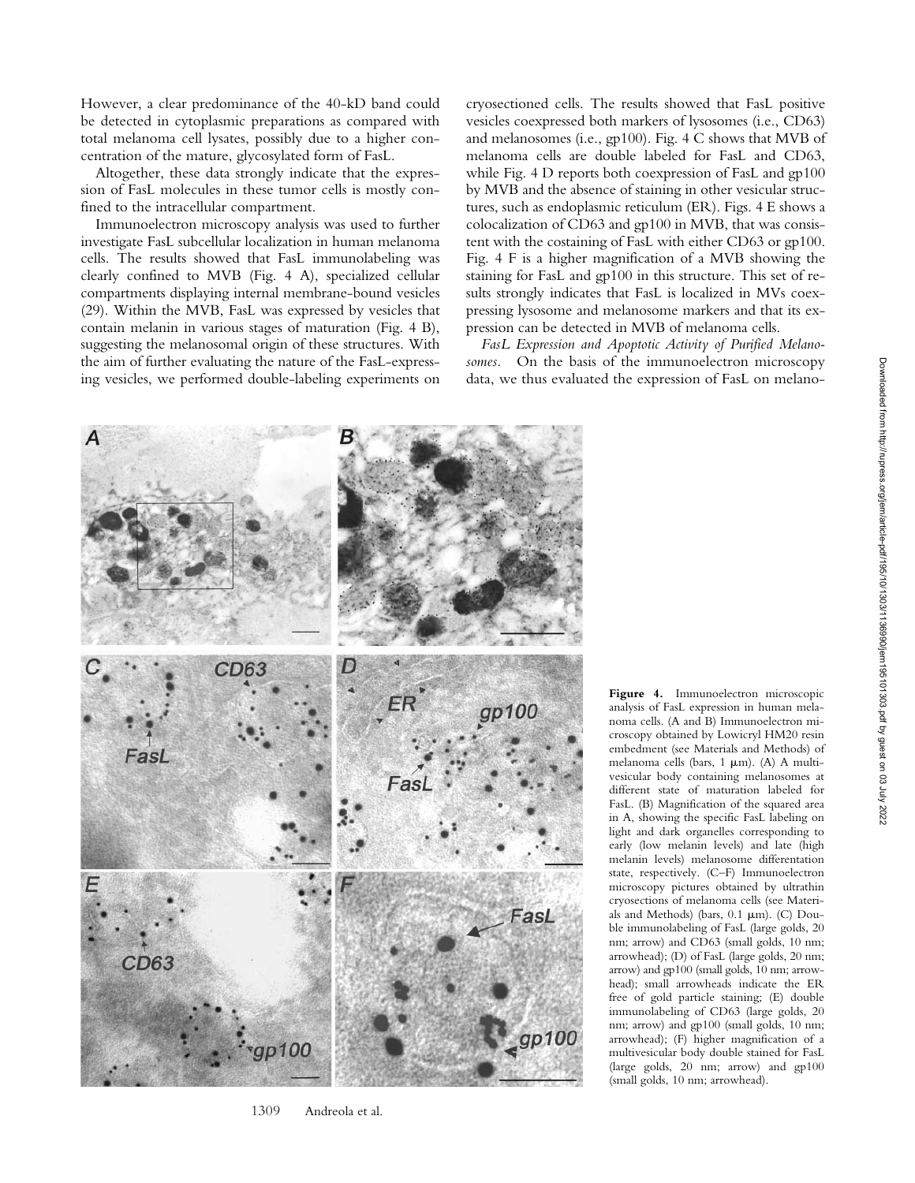However, a clear predominance of the 40-kD band could be detected in cytoplasmic preparations as compared with total melanoma cell lysates, possibly due to a higher concentration of the mature, glycosylated form of FasL.

Altogether, these data strongly indicate that the expression of FasL molecules in these tumor cells is mostly confined to the intracellular compartment.

Immunoelectron microscopy analysis was used to further investigate FasL subcellular localization in human melanoma cells. The results showed that FasL immunolabeling was clearly confined to MVB (Fig. 4 A), specialized cellular compartments displaying internal membrane-bound vesicles (29). Within the MVB, FasL was expressed by vesicles that contain melanin in various stages of maturation (Fig. 4 B), suggesting the melanosomal origin of these structures. With the aim of further evaluating the nature of the FasL-expressing vesicles, we performed double-labeling experiments on cryosectioned cells. The results showed that FasL positive vesicles coexpressed both markers of lysosomes (i.e., CD63) and melanosomes (i.e., gp100). Fig. 4 C shows that MVB of melanoma cells are double labeled for FasL and CD63, while Fig. 4 D reports both coexpression of FasL and gp100 by MVB and the absence of staining in other vesicular structures, such as endoplasmic reticulum (ER). Figs. 4 E shows a colocalization of CD63 and gp100 in MVB, that was consistent with the costaining of FasL with either CD63 or gp100. Fig. 4 F is a higher magnification of a MVB showing the staining for FasL and gp100 in this structure. This set of results strongly indicates that FasL is localized in MVs coexpressing lysosome and melanosome markers and that its expression can be detected in MVB of melanoma cells.

*FasL Expression and Apoptotic Activity of Purified Melanosomes.* On the basis of the immunoelectron microscopy data, we thus evaluated the expression of FasL on melano-

**Figure 4.** Immunoelectron microscopic analysis of FasL expression in human melanoma cells. (A and B) Immunoelectron microscopy obtained by Lowicryl HM20 resin embedment (see Materials and Methods) of melanoma cells (bars, 1 μm). (A) A multivesicular body containing melanosomes at different state of maturation labeled for FasL. (B) Magnification of the squared area in A, showing the specific FasL labeling on light and dark organelles corresponding to early (low melanin levels) and late (high melanin levels) melanosome differentation state, respectively. (C–F) Immunoelectron microscopy pictures obtained by ultrathin cryosections of melanoma cells (see Materials and Methods) (bars, 0.1 μm). (C) Double immunolabeling of FasL (large golds, 20 nm; arrow) and CD63 (small golds, 10 nm; arrowhead); (D) of FasL (large golds, 20 nm; arrow) and gp100 (small golds, 10 nm; arrowhead); small arrowheads indicate the ER free of gold particle staining; (E) double immunolabeling of CD63 (large golds, 20 nm; arrow) and gp100 (small golds, 10 nm; arrowhead); (F) higher magnification of a multivesicular body double stained for FasL (large golds, 20 nm; arrow) and gp100 (small golds, 10 nm; arrowhead).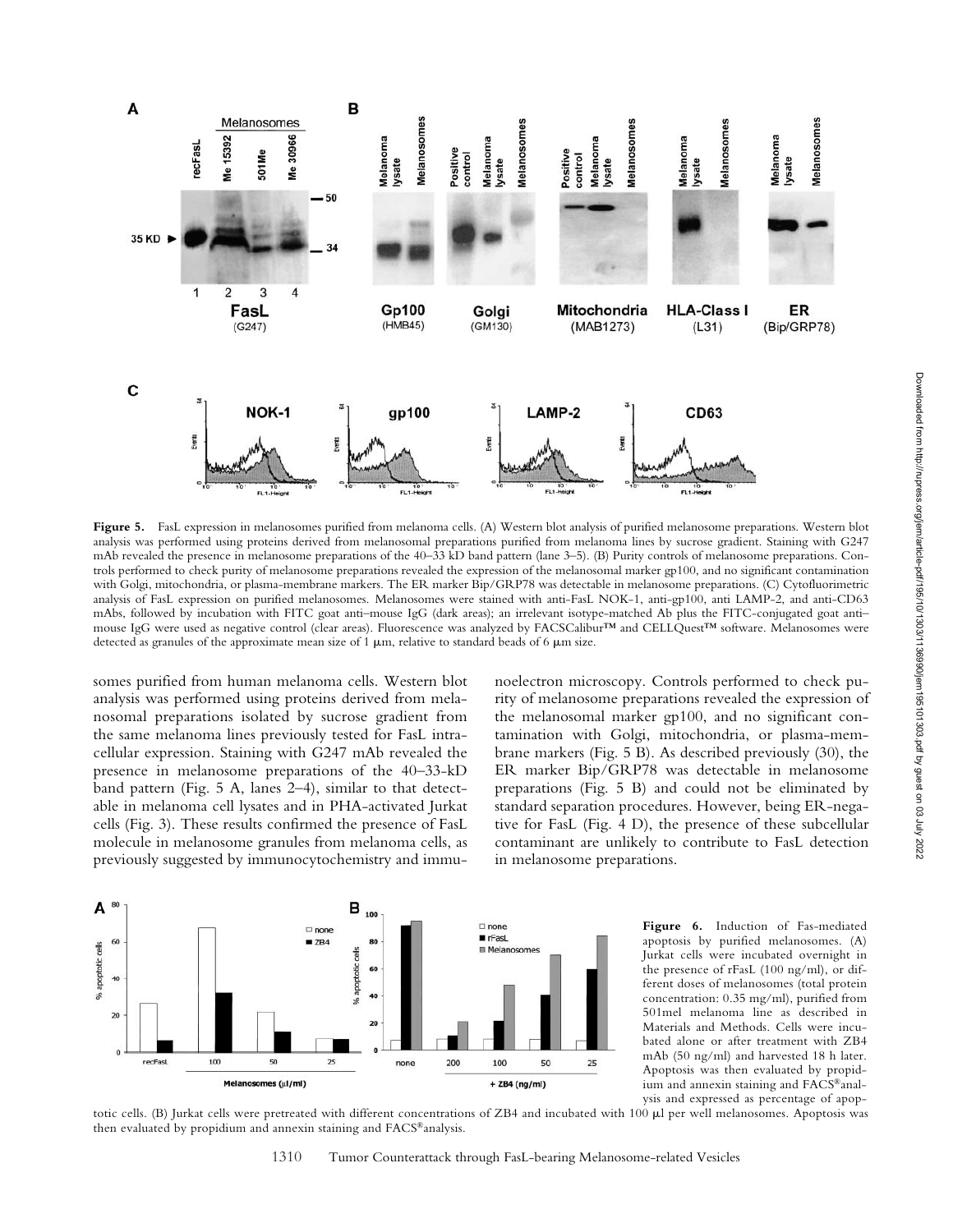**Figure 5.** FasL expression in melanosomes purified from melanoma cells. (A) Western blot analysis of purified melanosome preparations. Western blot analysis was performed using proteins derived from melanosomal preparations purified from melanoma lines by sucrose gradient. Staining with G247 mAb revealed the presence in melanosome preparations of the 40–33 kD band pattern (lane 3–5). (B) Purity controls of melanosome preparations. Controls performed to check purity of melanosome preparations revealed the expression of the melanosomal marker gp100, and no significant contamination with Golgi, mitochondria, or plasma-membrane markers. The ER marker Bip/GRP78 was detectable in melanosome preparations. (C) Cytofluorimetric analysis of FasL expression on purified melanosomes. Melanosomes were stained with anti-FasL NOK-1, anti-gp100, anti LAMP-2, and anti-CD63 mAbs, followed by incubation with FITC goat anti–mouse IgG (dark areas); an irrelevant isotype-matched Ab plus the FITC-conjugated goat anti–mouse IgG were used as negative control (clear areas). Fluorescence was analyzed by FACSCalibur™ and CELLQuest™ software. Melanosomes were detected as granules of the approximate mean size of 1 μm, relative to standard beads of 6 μm size.

somes purified from human melanoma cells. Western blot analysis was performed using proteins derived from melanosomal preparations isolated by sucrose gradient from the same melanoma lines previously tested for FasL intracellular expression. Staining with G247 mAb revealed the presence in melanosome preparations of the 40–33-kD band pattern (Fig. 5 A, lanes 2–4), similar to that detectable in melanoma cell lysates and in PHA-activated Jurkat cells (Fig. 3). These results confirmed the presence of FasL molecule in melanosome granules from melanoma cells, as previously suggested by immunocytochemistry and immunoelectron microscopy. Controls performed to check purity of melanosome preparations revealed the expression of the melanosomal marker gp100, and no significant contamination with Golgi, mitochondria, or plasma-membrane markers (Fig. 5 B). As described previously (30), the ER marker Bip/GRP78 was detectable in melanosome preparations (Fig. 5 B) and could not be eliminated by standard separation procedures. However, being ER-negative for FasL (Fig. 4 D), the presence of these subcellular contaminant are unlikely to contribute to FasL detection in melanosome preparations.

**Figure 6.** Induction of Fas-mediated apoptosis by purified melanosomes. (A) Jurkat cells were incubated overnight in the presence of rFasL (100 ng/ml), or different doses of melanosomes (total protein concentration: 0.35 mg/ml), purified from 501mel melanoma line as described in Materials and Methods. Cells were incubated alone or after treatment with ZB4 mAb (50 ng/ml) and harvested 18 h later. Apoptosis was then evaluated by propidium and annexin staining and FACS®analysis and expressed as percentage of apoptotic cells. (B) Jurkat cells were pretreated with different concentrations of ZB4 and incubated with 100 μl per well melanosomes. Apoptosis was then evaluated by propidium and annexin staining and FACS®analysis.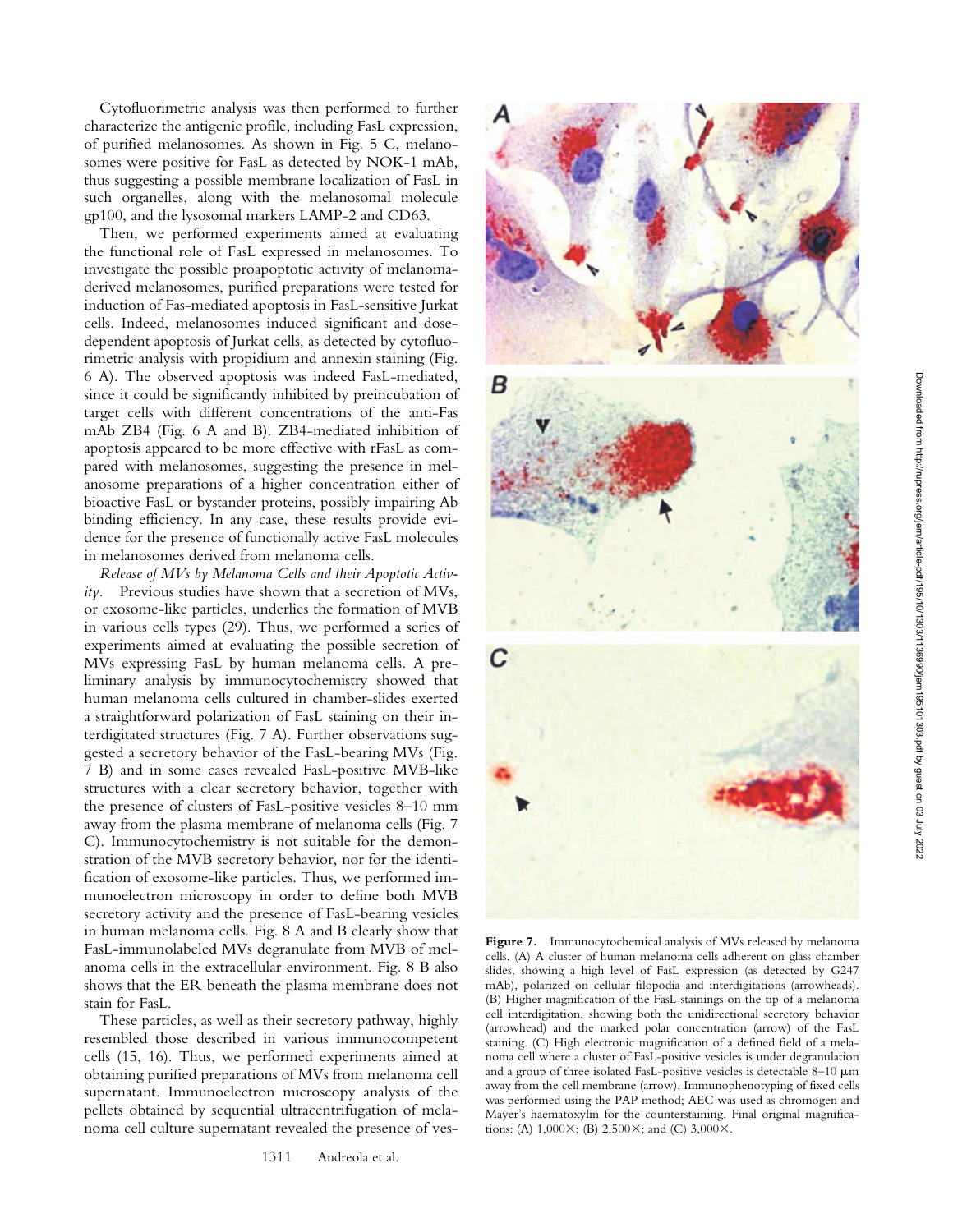Cytofluorimetric analysis was then performed to further characterize the antigenic profile, including FasL expression, of purified melanosomes. As shown in Fig. 5 C, melanosomes were positive for FasL as detected by NOK-1 mAb, thus suggesting a possible membrane localization of FasL in such organelles, along with the melanosomal molecule gp100, and the lysosomal markers LAMP-2 and CD63.

Then, we performed experiments aimed at evaluating the functional role of FasL expressed in melanosomes. To investigate the possible proapoptotic activity of melanoma-derived melanosomes, purified preparations were tested for induction of Fas-mediated apoptosis in FasL-sensitive Jurkat cells. Indeed, melanosomes induced significant and dose-dependent apoptosis of Jurkat cells, as detected by cytofluorimetric analysis with propidium and annexin staining (Fig. 6 A). The observed apoptosis was indeed FasL-mediated, since it could be significantly inhibited by preincubation of target cells with different concentrations of the anti-Fas mAb ZB4 (Fig. 6 A and B). ZB4-mediated inhibition of apoptosis appeared to be more effective with rFasL as compared with melanosomes, suggesting the presence in melanosome preparations of a higher concentration either of bioactive FasL or bystander proteins, possibly impairing Ab binding efficiency. In any case, these results provide evidence for the presence of functionally active FasL molecules in melanosomes derived from melanoma cells.

*Release of MVs by Melanoma Cells and their Apoptotic Activity.* Previous studies have shown that a secretion of MVs, or exosome-like particles, underlies the formation of MVB in various cells types (29). Thus, we performed a series of experiments aimed at evaluating the possible secretion of MVs expressing FasL by human melanoma cells. A preliminary analysis by immunocytochemistry showed that human melanoma cells cultured in chamber-slides exerted a straightforward polarization of FasL staining on their interdigitated structures (Fig. 7 A). Further observations suggested a secretory behavior of the FasL-bearing MVs (Fig. 7 B) and in some cases revealed FasL-positive MVB-like structures with a clear secretory behavior, together with the presence of clusters of FasL-positive vesicles 8–10 mm away from the plasma membrane of melanoma cells (Fig. 7 C). Immunocytochemistry is not suitable for the demonstration of the MVB secretory behavior, nor for the identification of exosome-like particles. Thus, we performed immunoelectron microscopy in order to define both MVB secretory activity and the presence of FasL-bearing vesicles in human melanoma cells. Fig. 8 A and B clearly show that FasL-immunolabeled MVs degranulate from MVB of melanoma cells in the extracellular environment. Fig. 8 B also shows that the ER beneath the plasma membrane does not stain for FasL.

These particles, as well as their secretory pathway, highly resembled those described in various immunocompetent cells (15, 16). Thus, we performed experiments aimed at obtaining purified preparations of MVs from melanoma cell supernatant. Immunoelectron microscopy analysis of the pellets obtained by sequential ultracentrifugation of melanoma cell culture supernatant revealed the presence of ves-

**Figure 7.** Immunocytochemical analysis of MVs released by melanoma cells. (A) A cluster of human melanoma cells adherent on glass chamber slides, showing a high level of FasL expression (as detected by G247 mAb), polarized on cellular filopodia and interdigitations (arrowheads). (B) Higher magnification of the FasL stainings on the tip of a melanoma cell interdigitation, showing both the unidirectional secretory behavior (arrowhead) and the marked polar concentration (arrow) of the FasL staining. (C) High electronic magnification of a defined field of a melanoma cell where a cluster of FasL-positive vesicles is under degranulation and a group of three isolated FasL-positive vesicles is detectable 8–10 μm away from the cell membrane (arrow). Immunophenotyping of fixed cells was performed using the PAP method; AEC was used as chromogen and Mayer's haematoxylin for the counterstaining. Final original magnifications: (A) 1,000×; (B) 2,500×; and (C) 3,000×.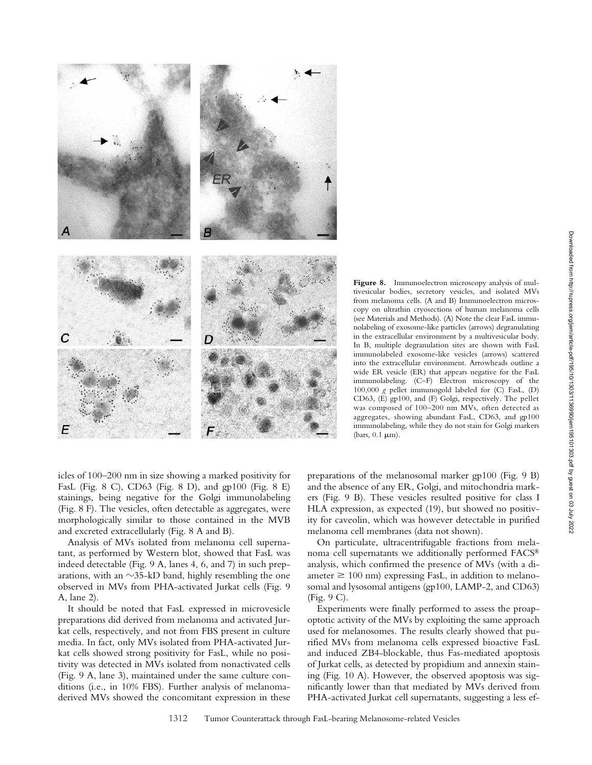**Figure 8.** Immunoelectron microscopy analysis of multivesicular bodies, secretory vesicles, and isolated MVs from melanoma cells. (A and B) Immunoelectron microscopy on ultrathin cryosections of human melanoma cells (see Materials and Methods). (A) Note the clear FasL immunolabeling of exosome-like particles (arrows) degranulating in the extracellular environment by a multivesicular body. In B, multiple degranulation sites are shown with FasL immunolabeled exosome-like vesicles (arrows) scattered into the extracellular environment. Arrowheads outline a wide ER vesicle (ER) that appears negative for the FasL immunolabeling. (C–F) Electron microscopy of the 100,000 *g* pellet immunogold labeled for (C) FasL, (D) CD63, (E) gp100, and (F) Golgi, respectively. The pellet was composed of 100–200 nm MVs, often detected as aggregates, showing abundant FasL, CD63, and gp100 immunolabeling, while they do not stain for Golgi markers (bars, 0.1 μm).

icles of 100–200 nm in size showing a marked positivity for FasL (Fig. 8 C), CD63 (Fig. 8 D), and gp100 (Fig. 8 E) stainings, being negative for the Golgi immunolabeling (Fig. 8 F). The vesicles, often detectable as aggregates, were morphologically similar to those contained in the MVB and excreted extracellularly (Fig. 8 A and B).

Analysis of MVs isolated from melanoma cell supernatant, as performed by Western blot, showed that FasL was indeed detectable (Fig. 9 A, lanes 4, 6, and 7) in such preparations, with an ~35-kD band, highly resembling the one observed in MVs from PHA-activated Jurkat cells (Fig. 9 A, lane 2).

It should be noted that FasL expressed in microvesicle preparations did derived from melanoma and activated Jurkat cells, respectively, and not from FBS present in culture media. In fact, only MVs isolated from PHA-activated Jurkat cells showed strong positivity for FasL, while no positivity was detected in MVs isolated from nonactivated cells (Fig. 9 A, lane 3), maintained under the same culture conditions (i.e., in 10% FBS). Further analysis of melanoma-derived MVs showed the concomitant expression in these preparations of the melanosomal marker gp100 (Fig. 9 B) and the absence of any ER, Golgi, and mitochondria markers (Fig. 9 B). These vesicles resulted positive for class I HLA expression, as expected (19), but showed no positivity for caveolin, which was however detectable in purified melanoma cell membranes (data not shown).

On particulate, ultracentrifugable fractions from melanoma cell supernatants we additionally performed FACS® analysis, which confirmed the presence of MVs (with a diameter ≥ 100 nm) expressing FasL, in addition to melanosomal and lysosomal antigens (gp100, LAMP-2, and CD63) (Fig. 9 C).

Experiments were finally performed to assess the proapoptotic activity of the MVs by exploiting the same approach used for melanosomes. The results clearly showed that purified MVs from melanoma cells expressed bioactive FasL and induced ZB4-blockable, thus Fas-mediated apoptosis of Jurkat cells, as detected by propidium and annexin staining (Fig. 10 A). However, the observed apoptosis was significantly lower than that mediated by MVs derived from PHA-activated Jurkat cell supernatants, suggesting a less ef-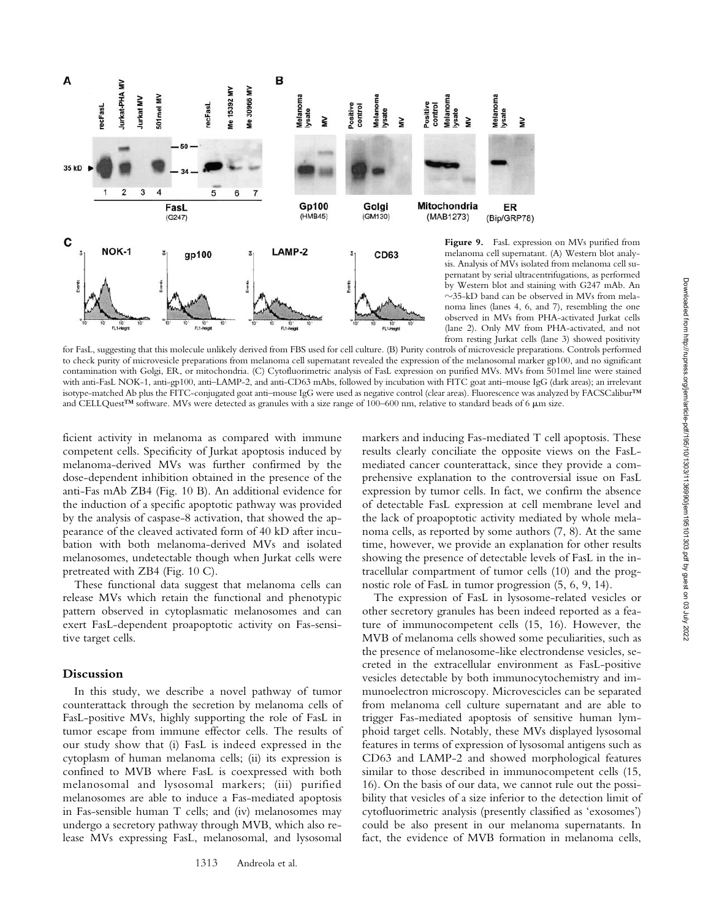**Figure 9.** FasL expression on MVs purified from melanoma cell supernatant. (A) Western blot analysis. Analysis of MVs isolated from melanoma cell supernatant by serial ultracentrifugations, as performed by Western blot and staining with G247 mAb. An ~35-kD band can be observed in MVs from melanoma lines (lanes 4, 6, and 7), resembling the one observed in MVs from PHA-activated Jurkat cells (lane 2). Only MV from PHA-activated, and not from resting Jurkat cells (lane 3) showed positivity for FasL, suggesting that this molecule unlikely derived from FBS used for cell culture. (B) Purity controls of microvesicle preparations. Controls performed to check purity of microvesicle preparations from melanoma cell supernatant revealed the expression of the melanosomal marker gp100, and no significant contamination with Golgi, ER, or mitochondria. (C) Cytofluorimetric analysis of FasL expression on purified MVs. MVs from 501mel line were stained with anti-FasL NOK-1, anti-gp100, anti–LAMP-2, and anti-CD63 mAbs, followed by incubation with FITC goat anti–mouse IgG (dark areas); an irrelevant isotype-matched Ab plus the FITC-conjugated goat anti–mouse IgG were used as negative control (clear areas). Fluorescence was analyzed by FACSCalibur™ and CELLQuest™ software. MVs were detected as granules with a size range of 100–600 nm, relative to standard beads of 6 μm size.

ficient activity in melanoma as compared with immune competent cells. Specificity of Jurkat apoptosis induced by melanoma-derived MVs was further confirmed by the dose-dependent inhibition obtained in the presence of the anti-Fas mAb ZB4 (Fig. 10 B). An additional evidence for the induction of a specific apoptotic pathway was provided by the analysis of caspase-8 activation, that showed the appearance of the cleaved activated form of 40 kD after incubation with both melanoma-derived MVs and isolated melanosomes, undetectable though when Jurkat cells were pretreated with ZB4 (Fig. 10 C).

These functional data suggest that melanoma cells can release MVs which retain the functional and phenotypic pattern observed in cytoplasmatic melanosomes and can exert FasL-dependent proapoptotic activity on Fas-sensitive target cells.

## Discussion

In this study, we describe a novel pathway of tumor counterattack through the secretion by melanoma cells of FasL-positive MVs, highly supporting the role of FasL in tumor escape from immune effector cells. The results of our study show that (i) FasL is indeed expressed in the cytoplasm of human melanoma cells; (ii) its expression is confined to MVB where FasL is coexpressed with both melanosomal and lysosomal markers; (iii) purified melanosomes are able to induce a Fas-mediated apoptosis in Fas-sensible human T cells; and (iv) melanosomes may undergo a secretory pathway through MVB, which also release MVs expressing FasL, melanosomal, and lysosomal markers and inducing Fas-mediated T cell apoptosis. These results clearly conciliate the opposite views on the FasL-mediated cancer counterattack, since they provide a comprehensive explanation to the controversial issue on FasL expression by tumor cells. In fact, we confirm the absence of detectable FasL expression at cell membrane level and the lack of proapoptotic activity mediated by whole melanoma cells, as reported by some authors (7, 8). At the same time, however, we provide an explanation for other results showing the presence of detectable levels of FasL in the intracellular compartment of tumor cells (10) and the prognostic role of FasL in tumor progression (5, 6, 9, 14).

The expression of FasL in lysosome-related vesicles or other secretory granules has been indeed reported as a feature of immunocompetent cells (15, 16). However, the MVB of melanoma cells showed some peculiarities, such as the presence of melanosome-like electrondense vesicles, secreted in the extracellular environment as FasL-positive vesicles detectable by both immunocytochemistry and immunoelectron microscopy. Microvescicles can be separated from melanoma cell culture supernatant and are able to trigger Fas-mediated apoptosis of sensitive human lymphoid target cells. Notably, these MVs displayed lysosomal features in terms of expression of lysosomal antigens such as CD63 and LAMP-2 and showed morphological features similar to those described in immunocompetent cells (15, 16). On the basis of our data, we cannot rule out the possibility that vesicles of a size inferior to the detection limit of cytofluorimetric analysis (presently classified as 'exosomes') could be also present in our melanoma supernatants. In fact, the evidence of MVB formation in melanoma cells,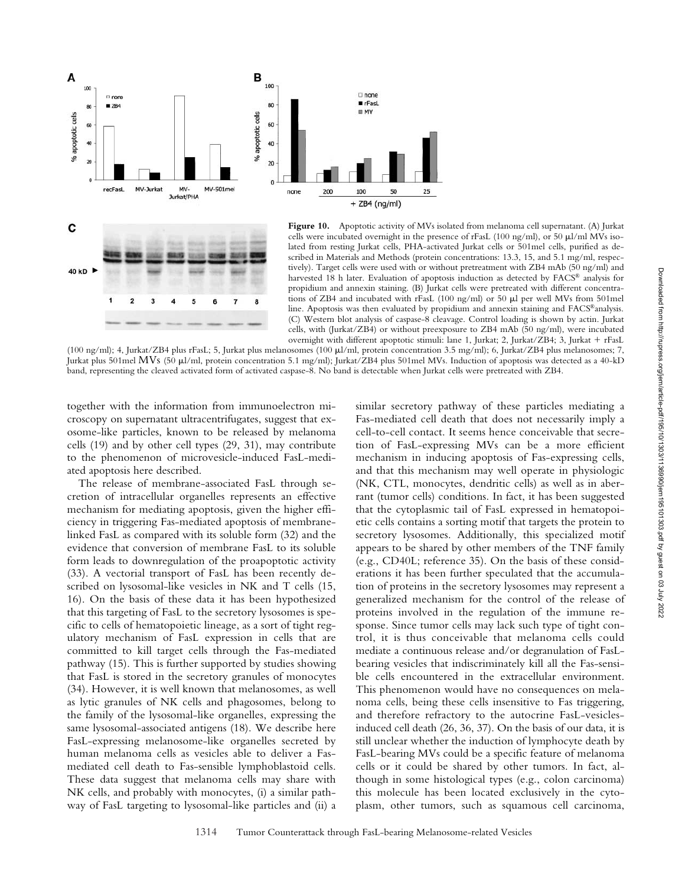**Figure 10.** Apoptotic activity of MVs isolated from melanoma cell supernatant. (A) Jurkat cells were incubated overnight in the presence of rFasL (100 ng/ml), or 50 μl/ml MVs isolated from resting Jurkat cells, PHA-activated Jurkat cells or 501mel cells, purified as described in Materials and Methods (protein concentrations: 13.3, 15, and 5.1 mg/ml, respectively). Target cells were used with or without pretreatment with ZB4 mAb (50 ng/ml) and harvested 18 h later. Evaluation of apoptosis induction as detected by FACS® analysis for propidium and annexin staining. (B) Jurkat cells were pretreated with different concentrations of ZB4 and incubated with rFasL (100 ng/ml) or 50 μl per well MVs from 501mel line. Apoptosis was then evaluated by propidium and annexin staining and FACS®analysis. (C) Western blot analysis of caspase-8 cleavage. Control loading is shown by actin. Jurkat cells, with (Jurkat/ZB4) or without preexposure to ZB4 mAb (50 ng/ml), were incubated overnight with different apoptotic stimuli: lane 1, Jurkat; 2, Jurkat/ZB4; 3, Jurkat + rFasL (100 ng/ml); 4, Jurkat/ZB4 plus rFasL; 5, Jurkat plus melanosomes (100 μl/ml, protein concentration 3.5 mg/ml); 6, Jurkat/ZB4 plus melanosomes; 7, Jurkat plus 501mel MVs (50 μl/ml, protein concentration 5.1 mg/ml); Jurkat/ZB4 plus 501mel MVs. Induction of apoptosis was detected as a 40-kD band, representing the cleaved activated form of activated caspase-8. No band is detectable when Jurkat cells were pretreated with ZB4.

together with the information from immunoelectron microscopy on supernatant ultracentrifugates, suggest that exosome-like particles, known to be released by melanoma cells (19) and by other cell types (29, 31), may contribute to the phenomenon of microvesicle-induced FasL-mediated apoptosis here described.

The release of membrane-associated FasL through secretion of intracellular organelles represents an effective mechanism for mediating apoptosis, given the higher efficiency in triggering Fas-mediated apoptosis of membrane-linked FasL as compared with its soluble form (32) and the evidence that conversion of membrane FasL to its soluble form leads to downregulation of the proapoptotic activity (33). A vectorial transport of FasL has been recently described on lysosomal-like vesicles in NK and T cells (15, 16). On the basis of these data it has been hypothesized that this targeting of FasL to the secretory lysosomes is specific to cells of hematopoietic lineage, as a sort of tight regulatory mechanism of FasL expression in cells that are committed to kill target cells through the Fas-mediated pathway (15). This is further supported by studies showing that FasL is stored in the secretory granules of monocytes (34). However, it is well known that melanosomes, as well as lytic granules of NK cells and phagosomes, belong to the family of the lysosomal-like organelles, expressing the same lysosomal-associated antigens (18). We describe here FasL-expressing melanosome-like organelles secreted by human melanoma cells as vesicles able to deliver a Fas-mediated cell death to Fas-sensible lymphoblastoid cells. These data suggest that melanoma cells may share with NK cells, and probably with monocytes, (i) a similar pathway of FasL targeting to lysosomal-like particles and (ii) a similar secretory pathway of these particles mediating a Fas-mediated cell death that does not necessarily imply a cell-to-cell contact. It seems hence conceivable that secretion of FasL-expressing MVs can be a more efficient mechanism in inducing apoptosis of Fas-expressing cells, and that this mechanism may well operate in physiologic (NK, CTL, monocytes, dendritic cells) as well as in aberrant (tumor cells) conditions. In fact, it has been suggested that the cytoplasmic tail of FasL expressed in hematopoietic cells contains a sorting motif that targets the protein to secretory lysosomes. Additionally, this specialized motif appears to be shared by other members of the TNF family (e.g., CD40L; reference 35). On the basis of these considerations it has been further speculated that the accumulation of proteins in the secretory lysosomes may represent a generalized mechanism for the control of the release of proteins involved in the regulation of the immune response. Since tumor cells may lack such type of tight control, it is thus conceivable that melanoma cells could mediate a continuous release and/or degranulation of FasL-bearing vesicles that indiscriminately kill all the Fas-sensible cells encountered in the extracellular environment. This phenomenon would have no consequences on melanoma cells, being these cells insensitive to Fas triggering, and therefore refractory to the autocrine FasL-vesicles-induced cell death (26, 36, 37). On the basis of our data, it is still unclear whether the induction of lymphocyte death by FasL-bearing MVs could be a specific feature of melanoma cells or it could be shared by other tumors. In fact, although in some histological types (e.g., colon carcinoma) this molecule has been located exclusively in the cytoplasm, other tumors, such as squamous cell carcinoma,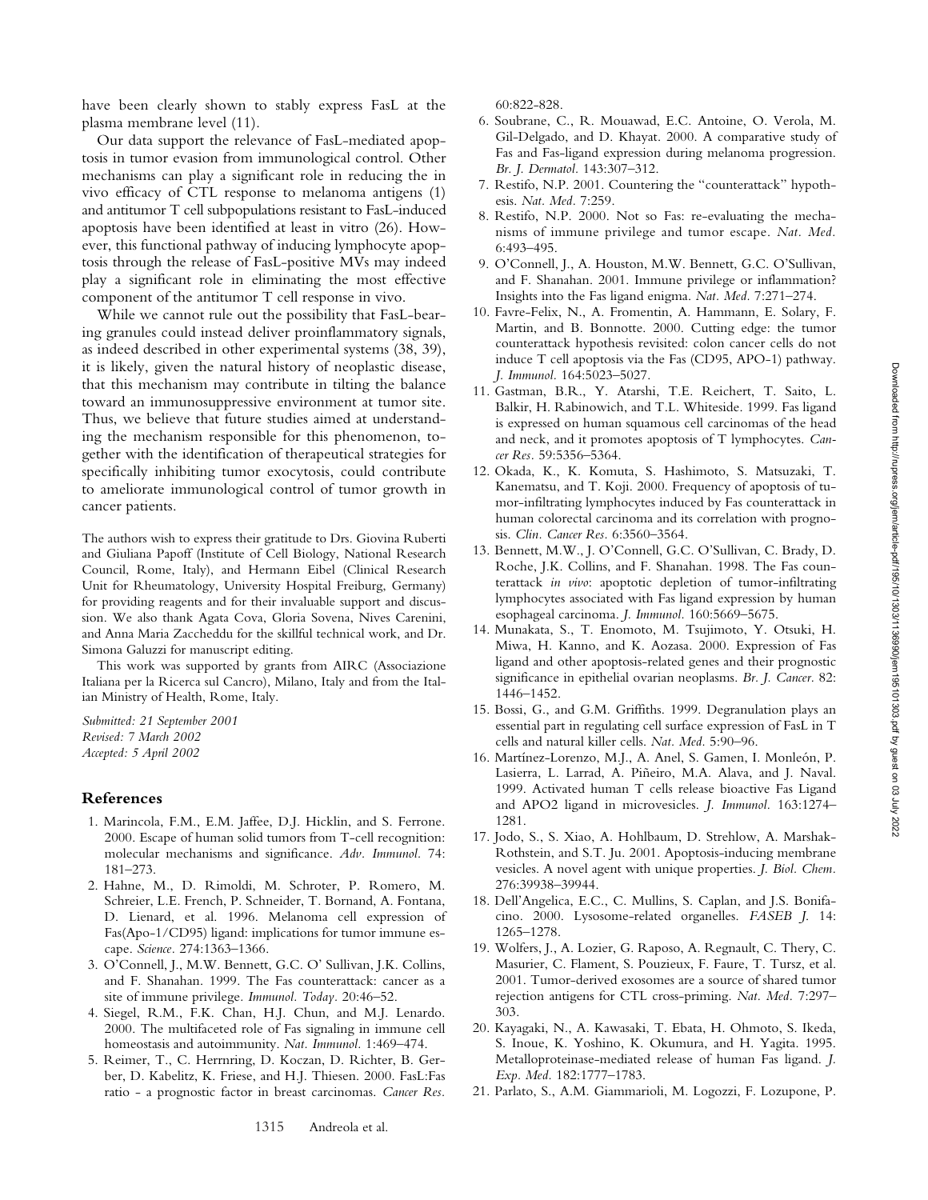have been clearly shown to stably express FasL at the plasma membrane level (11).

Our data support the relevance of FasL-mediated apoptosis in tumor evasion from immunological control. Other mechanisms can play a significant role in reducing the in vivo efficacy of CTL response to melanoma antigens (1) and antitumor T cell subpopulations resistant to FasL-induced apoptosis have been identified at least in vitro (26). However, this functional pathway of inducing lymphocyte apoptosis through the release of FasL-positive MVs may indeed play a significant role in eliminating the most effective component of the antitumor T cell response in vivo.

While we cannot rule out the possibility that FasL-bearing granules could instead deliver proinflammatory signals, as indeed described in other experimental systems (38, 39), it is likely, given the natural history of neoplastic disease, that this mechanism may contribute in tilting the balance toward an immunosuppressive environment at tumor site. Thus, we believe that future studies aimed at understanding the mechanism responsible for this phenomenon, together with the identification of therapeutical strategies for specifically inhibiting tumor exocytosis, could contribute to ameliorate immunological control of tumor growth in cancer patients.

The authors wish to express their gratitude to Drs. Giovina Ruberti and Giuliana Papoff (Institute of Cell Biology, National Research Council, Rome, Italy), and Hermann Eibel (Clinical Research Unit for Rheumatology, University Hospital Freiburg, Germany) for providing reagents and for their invaluable support and discussion. We also thank Agata Cova, Gloria Sovena, Nives Carenini, and Anna Maria Zaccheddu for the skillful technical work, and Dr. Simona Galuzzi for manuscript editing.

This work was supported by grants from AIRC (Associazione Italiana per la Ricerca sul Cancro), Milano, Italy and from the Italian Ministry of Health, Rome, Italy.

*Submitted: 21 September 2001*
*Revised: 7 March 2002*
*Accepted: 5 April 2002*

## References

1. Marincola, F.M., E.M. Jaffee, D.J. Hicklin, and S. Ferrone. 2000. Escape of human solid tumors from T-cell recognition: molecular mechanisms and significance. *Adv. Immunol.* 74: 181–273.
2. Hahne, M., D. Rimoldi, M. Schroter, P. Romero, M. Schreier, L.E. French, P. Schneider, T. Bornand, A. Fontana, D. Lienard, et al. 1996. Melanoma cell expression of Fas(Apo-1/CD95) ligand: implications for tumor immune escape. *Science.* 274:1363–1366.
3. O'Connell, J., M.W. Bennett, G.C. O' Sullivan, J.K. Collins, and F. Shanahan. 1999. The Fas counterattack: cancer as a site of immune privilege. *Immunol. Today.* 20:46–52.
4. Siegel, R.M., F.K. Chan, H.J. Chun, and M.J. Lenardo. 2000. The multifaceted role of Fas signaling in immune cell homeostasis and autoimmunity. *Nat. Immunol.* 1:469–474.
5. Reimer, T., C. Herrnring, D. Koczan, D. Richter, B. Gerber, D. Kabelitz, K. Friese, and H.J. Thiesen. 2000. FasL:Fas ratio - a prognostic factor in breast carcinomas. *Cancer Res.* 60:822-828.
6. Soubrane, C., R. Mouawad, E.C. Antoine, O. Verola, M. Gil-Delgado, and D. Khayat. 2000. A comparative study of Fas and Fas-ligand expression during melanoma progression. *Br. J. Dermatol.* 143:307–312.
7. Restifo, N.P. 2001. Countering the "counterattack" hypothesis. *Nat. Med.* 7:259.
8. Restifo, N.P. 2000. Not so Fas: re-evaluating the mechanisms of immune privilege and tumor escape. *Nat. Med.* 6:493–495.
9. O'Connell, J., A. Houston, M.W. Bennett, G.C. O'Sullivan, and F. Shanahan. 2001. Immune privilege or inflammation? Insights into the Fas ligand enigma. *Nat. Med.* 7:271–274.
10. Favre-Felix, N., A. Fromentin, A. Hammann, E. Solary, F. Martin, and B. Bonnotte. 2000. Cutting edge: the tumor counterattack hypothesis revisited: colon cancer cells do not induce T cell apoptosis via the Fas (CD95, APO-1) pathway. *J. Immunol.* 164:5023–5027.
11. Gastman, B.R., Y. Atarshi, T.E. Reichert, T. Saito, L. Balkir, H. Rabinowich, and T.L. Whiteside. 1999. Fas ligand is expressed on human squamous cell carcinomas of the head and neck, and it promotes apoptosis of T lymphocytes. *Cancer Res.* 59:5356–5364.
12. Okada, K., K. Komuta, S. Hashimoto, S. Matsuzaki, T. Kanematsu, and T. Koji. 2000. Frequency of apoptosis of tumor-infiltrating lymphocytes induced by Fas counterattack in human colorectal carcinoma and its correlation with prognosis. *Clin. Cancer Res.* 6:3560–3564.
13. Bennett, M.W., J. O'Connell, G.C. O'Sullivan, C. Brady, D. Roche, J.K. Collins, and F. Shanahan. 1998. The Fas counterattack *in vivo*: apoptotic depletion of tumor-infiltrating lymphocytes associated with Fas ligand expression by human esophageal carcinoma. *J. Immunol.* 160:5669–5675.
14. Munakata, S., T. Enomoto, M. Tsujimoto, Y. Otsuki, H. Miwa, H. Kanno, and K. Aozasa. 2000. Expression of Fas ligand and other apoptosis-related genes and their prognostic significance in epithelial ovarian neoplasms. *Br. J. Cancer.* 82: 1446–1452.
15. Bossi, G., and G.M. Griffiths. 1999. Degranulation plays an essential part in regulating cell surface expression of FasL in T cells and natural killer cells. *Nat. Med.* 5:90–96.
16. Martínez-Lorenzo, M.J., A. Anel, S. Gamen, I. Monleón, P. Lasierra, L. Larrad, A. Piñeiro, M.A. Alava, and J. Naval. 1999. Activated human T cells release bioactive Fas Ligand and APO2 ligand in microvesicles. *J. Immunol.* 163:1274–1281.
17. Jodo, S., S. Xiao, A. Hohlbaum, D. Strehlow, A. Marshak-Rothstein, and S.T. Ju. 2001. Apoptosis-inducing membrane vesicles. A novel agent with unique properties. *J. Biol. Chem.* 276:39938–39944.
18. Dell'Angelica, E.C., C. Mullins, S. Caplan, and J.S. Bonifacino. 2000. Lysosome-related organelles. *FASEB J.* 14: 1265–1278.
19. Wolfers, J., A. Lozier, G. Raposo, A. Regnault, C. Thery, C. Masurier, C. Flament, S. Pouzieux, F. Faure, T. Tursz, et al. 2001. Tumor-derived exosomes are a source of shared tumor rejection antigens for CTL cross-priming. *Nat. Med.* 7:297–303.
20. Kayagaki, N., A. Kawasaki, T. Ebata, H. Ohmoto, S. Ikeda, S. Inoue, K. Yoshino, K. Okumura, and H. Yagita. 1995. Metalloproteinase-mediated release of human Fas ligand. *J. Exp. Med.* 182:1777–1783.
21. Parlato, S., A.M. Giammarioli, M. Logozzi, F. Lozupone, P.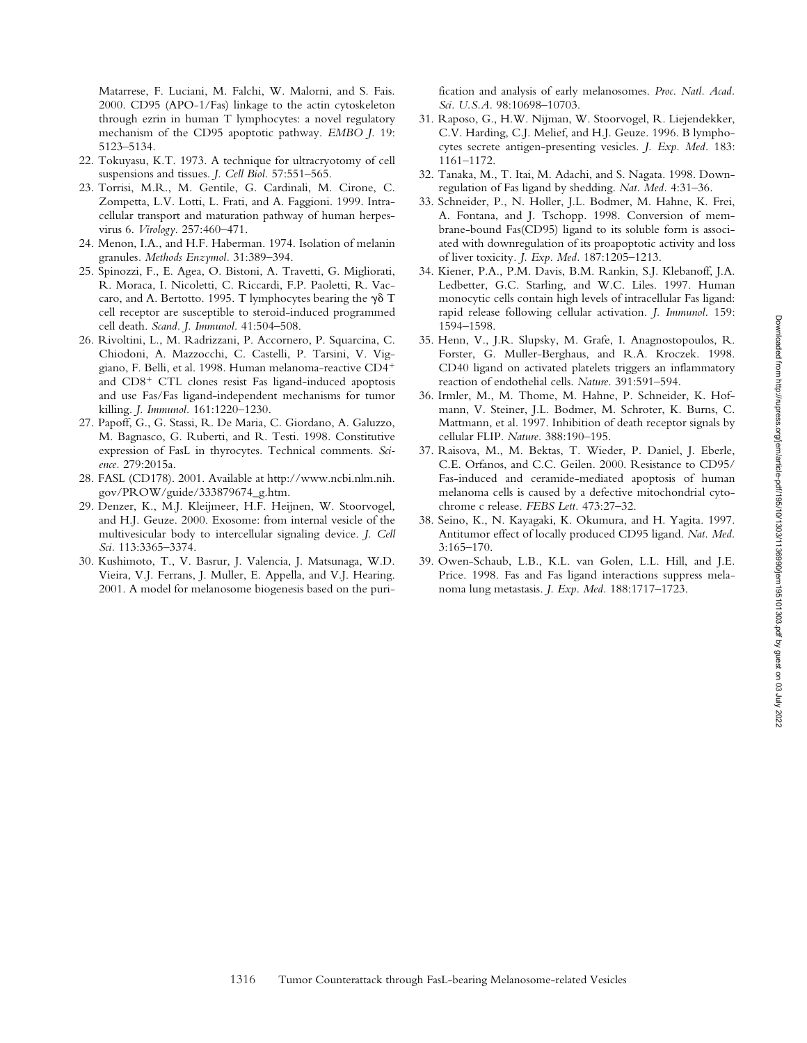Matarrese, F. Luciani, M. Falchi, W. Malorni, and S. Fais. 2000. CD95 (APO-1/Fas) linkage to the actin cytoskeleton through ezrin in human T lymphocytes: a novel regulatory mechanism of the CD95 apoptotic pathway. *EMBO J.* 19: 5123–5134.

22. Tokuyasu, K.T. 1973. A technique for ultracryotomy of cell suspensions and tissues. *J. Cell Biol.* 57:551–565.
23. Torrisi, M.R., M. Gentile, G. Cardinali, M. Cirone, C. Zompetta, L.V. Lotti, L. Frati, and A. Faggioni. 1999. Intracellular transport and maturation pathway of human herpesvirus 6. *Virology.* 257:460–471.
24. Menon, I.A., and H.F. Haberman. 1974. Isolation of melanin granules. *Methods Enzymol.* 31:389–394.
25. Spinozzi, F., E. Agea, O. Bistoni, A. Travetti, G. Migliorati, R. Moraca, I. Nicoletti, C. Riccardi, F.P. Paoletti, R. Vaccaro, and A. Bertotto. 1995. T lymphocytes bearing the $\gamma\delta$ T cell receptor are susceptible to steroid-induced programmed cell death. *Scand. J. Immunol.* 41:504–508.
26. Rivoltini, L., M. Radrizzani, P. Accornero, P. Squarcina, C. Chiodoni, A. Mazzocchi, C. Castelli, P. Tarsini, V. Viggiano, F. Belli, et al. 1998. Human melanoma-reactive $CD4^+$ and $CD8^+$ CTL clones resist Fas ligand-induced apoptosis and use Fas/Fas ligand-independent mechanisms for tumor killing. *J. Immunol.* 161:1220–1230.
27. Papoff, G., G. Stassi, R. De Maria, C. Giordano, A. Galuzzo, M. Bagnasco, G. Ruberti, and R. Testi. 1998. Constitutive expression of FasL in thyrocytes. Technical comments. *Science.* 279:2015a.
28. FASL (CD178). 2001. Available at http://www.ncbi.nlm.nih.gov/PROW/guide/333879674_g.htm.
29. Denzer, K., M.J. Kleijmeer, H.F. Heijnen, W. Stoorvogel, and H.J. Geuze. 2000. Exosome: from internal vesicle of the multivesicular body to intercellular signaling device. *J. Cell Sci.* 113:3365–3374.
30. Kushimoto, T., V. Basrur, J. Valencia, J. Matsunaga, W.D. Vieira, V.J. Ferrans, J. Muller, E. Appella, and V.J. Hearing. 2001. A model for melanosome biogenesis based on the purification and analysis of early melanosomes. *Proc. Natl. Acad. Sci. U.S.A.* 98:10698–10703.
31. Raposo, G., H.W. Nijman, W. Stoorvogel, R. Liejendekker, C.V. Harding, C.J. Melief, and H.J. Geuze. 1996. B lymphocytes secrete antigen-presenting vesicles. *J. Exp. Med.* 183: 1161–1172.
32. Tanaka, M., T. Itai, M. Adachi, and S. Nagata. 1998. Downregulation of Fas ligand by shedding. *Nat. Med.* 4:31–36.
33. Schneider, P., N. Holler, J.L. Bodmer, M. Hahne, K. Frei, A. Fontana, and J. Tschopp. 1998. Conversion of membrane-bound Fas(CD95) ligand to its soluble form is associated with downregulation of its proapoptotic activity and loss of liver toxicity. *J. Exp. Med.* 187:1205–1213.
34. Kiener, P.A., P.M. Davis, B.M. Rankin, S.J. Klebanoff, J.A. Ledbetter, G.C. Starling, and W.C. Liles. 1997. Human monocytic cells contain high levels of intracellular Fas ligand: rapid release following cellular activation. *J. Immunol.* 159: 1594–1598.
35. Henn, V., J.R. Slupsky, M. Grafe, I. Anagnostopoulos, R. Forster, G. Muller-Berghaus, and R.A. Kroczek. 1998. CD40 ligand on activated platelets triggers an inflammatory reaction of endothelial cells. *Nature.* 391:591–594.
36. Irmler, M., M. Thome, M. Hahne, P. Schneider, K. Hofmann, V. Steiner, J.L. Bodmer, M. Schroter, K. Burns, C. Mattmann, et al. 1997. Inhibition of death receptor signals by cellular FLIP. *Nature.* 388:190–195.
37. Raisova, M., M. Bektas, T. Wieder, P. Daniel, J. Eberle, C.E. Orfanos, and C.C. Geilen. 2000. Resistance to CD95/Fas-induced and ceramide-mediated apoptosis of human melanoma cells is caused by a defective mitochondrial cytochrome c release. *FEBS Lett.* 473:27–32.
38. Seino, K., N. Kayagaki, K. Okumura, and H. Yagita. 1997. Antitumor effect of locally produced CD95 ligand. *Nat. Med.* 3:165–170.
39. Owen-Schaub, L.B., K.L. van Golen, L.L. Hill, and J.E. Price. 1998. Fas and Fas ligand interactions suppress melanoma lung metastasis. *J. Exp. Med.* 188:1717–1723.